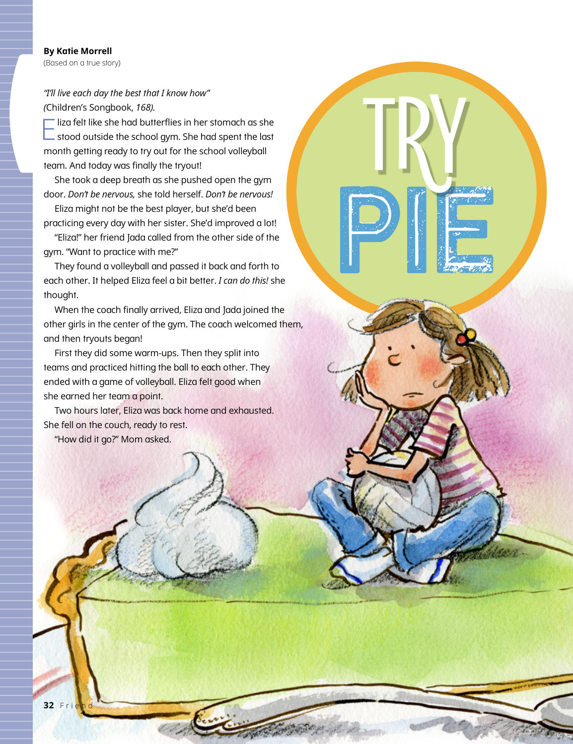# Try Pie

**By Katie Morrell**
(Based on a true story)

*"I'll live each day the best that I know how"*
*(*Children's Songbook, *168).*

Eliza felt like she had butterflies in her stomach as she stood outside the school gym. She had spent the last month getting ready to try out for the school volleyball team. And today was finally the tryout!

She took a deep breath as she pushed open the gym door. *Don't be nervous,* she told herself. *Don't be nervous!*

Eliza might not be the best player, but she'd been practicing every day with her sister. She'd improved a lot!

"Eliza!" her friend Jada called from the other side of the gym. "Want to practice with me?"

They found a volleyball and passed it back and forth to each other. It helped Eliza feel a bit better. *I can do this!* she thought.

When the coach finally arrived, Eliza and Jada joined the other girls in the center of the gym. The coach welcomed them, and then tryouts began!

First they did some warm-ups. Then they split into teams and practiced hitting the ball to each other. They ended with a game of volleyball. Eliza felt good when she earned her team a point.

Two hours later, Eliza was back home and exhausted. She fell on the couch, ready to rest.

"How did it go?" Mom asked.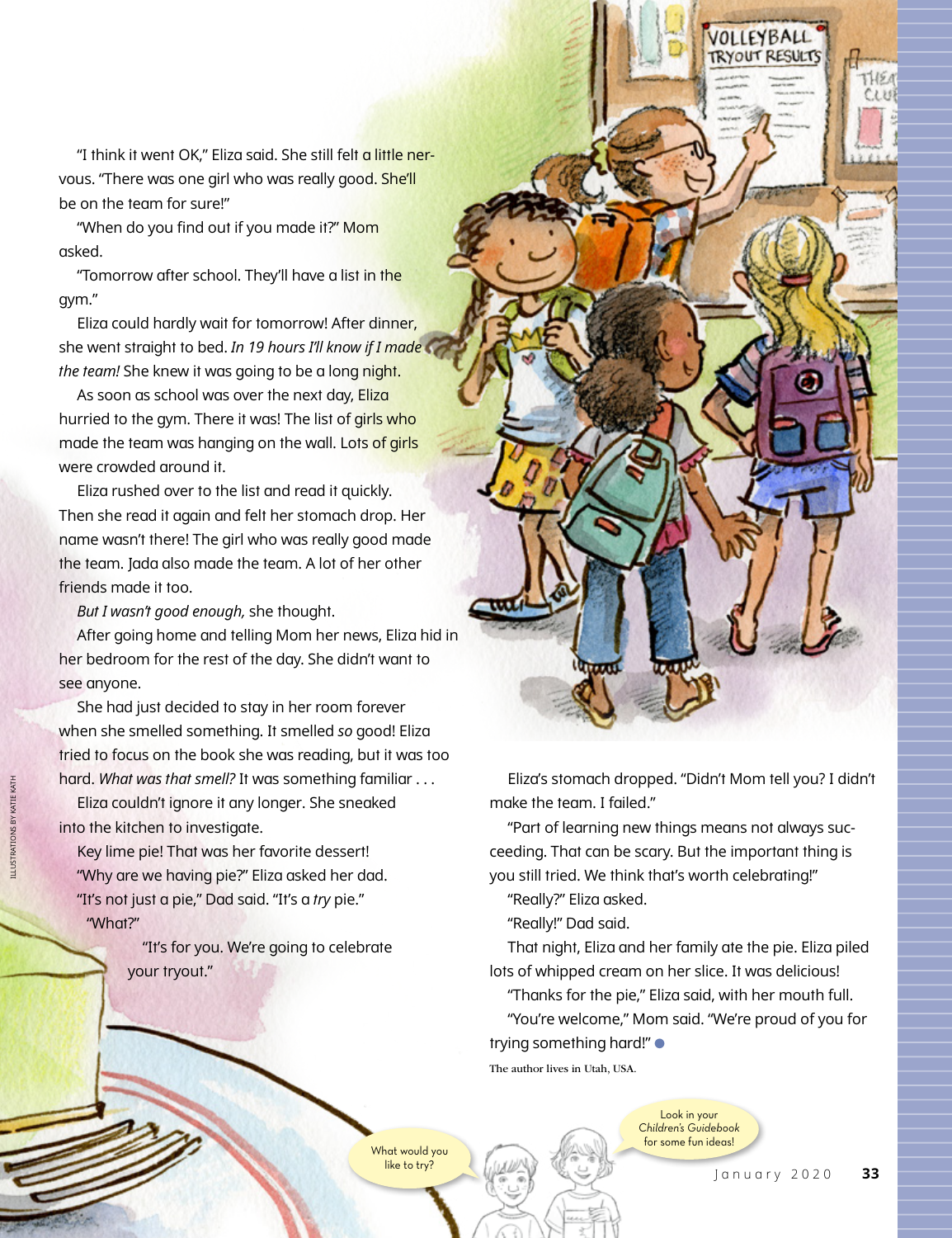"I think it went OK," Eliza said. She still felt a little nervous. "There was one girl who was really good. She'll be on the team for sure!"

"When do you find out if you made it?" Mom asked.

"Tomorrow after school. They'll have a list in the gym."

Eliza could hardly wait for tomorrow! After dinner, she went straight to bed. *In 19 hours I'll know if I made the team!* She knew it was going to be a long night.

As soon as school was over the next day, Eliza hurried to the gym. There it was! The list of girls who made the team was hanging on the wall. Lots of girls were crowded around it.

Eliza rushed over to the list and read it quickly. Then she read it again and felt her stomach drop. Her name wasn't there! The girl who was really good made the team. Jada also made the team. A lot of her other friends made it too.

*But I wasn't good enough,* she thought.

After going home and telling Mom her news, Eliza hid in her bedroom for the rest of the day. She didn't want to see anyone.

She had just decided to stay in her room forever when she smelled something. It smelled *so* good! Eliza tried to focus on the book she was reading, but it was too hard. *What was that smell?* It was something familiar . . .

Eliza couldn't ignore it any longer. She sneaked into the kitchen to investigate.

Key lime pie! That was her favorite dessert!

"Why are we having pie?" Eliza asked her dad.

"It's not just a pie," Dad said. "It's a *try* pie."

"What?"

"It's for you. We're going to celebrate your tryout."

Eliza's stomach dropped. "Didn't Mom tell you? I didn't make the team. I failed."

"Part of learning new things means not always succeeding. That can be scary. But the important thing is you still tried. We think that's worth celebrating!"

"Really?" Eliza asked.

"Really!" Dad said.

That night, Eliza and her family ate the pie. Eliza piled lots of whipped cream on her slice. It was delicious!

"Thanks for the pie," Eliza said, with her mouth full.

"You're welcome," Mom said. "We're proud of you for trying something hard!"

The author lives in Utah, USA.

ILLUSTRATIONS BY KATIE KATH

What would you like to try?

Look in your *Children's Guidebook* for some fun ideas!